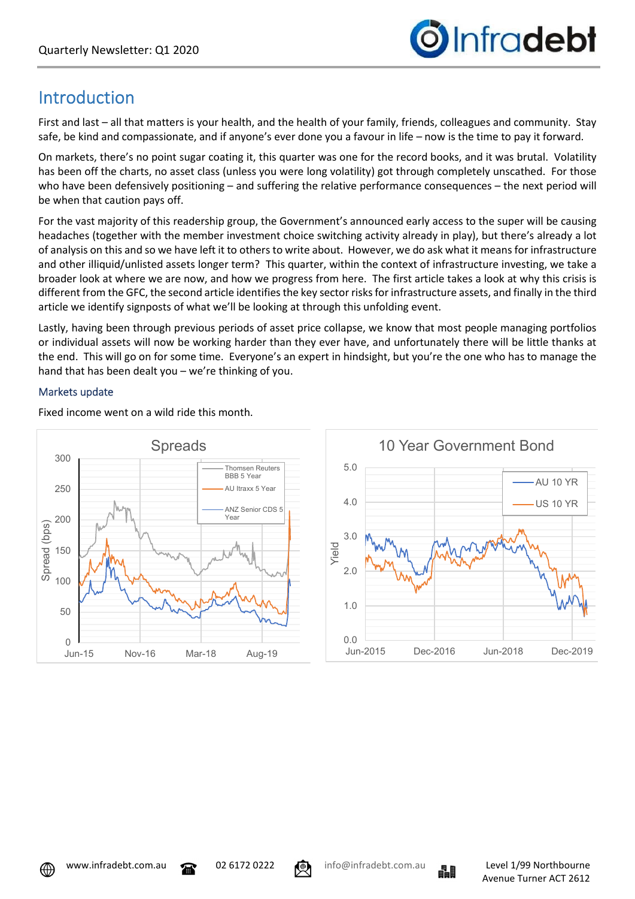Quarterly Newsletter: Q1 2020

# Introduction

First and last – all that matters is your health, and the health of your family, friends, colleagues and community. Stay safe, be kind and compassionate, and if anyone's ever done you a favour in life – now is the time to pay it forward.

On markets, there's no point sugar coating it, this quarter was one for the record books, and it was brutal. Volatility has been off the charts, no asset class (unless you were long volatility) got through completely unscathed. For those who have been defensively positioning – and suffering the relative performance consequences – the next period will be when that caution pays off.

For the vast majority of this readership group, the Government's announced early access to the super will be causing headaches (together with the member investment choice switching activity already in play), but there's already a lot of analysis on this and so we have left it to others to write about. However, we do ask what it means for infrastructure and other illiquid/unlisted assets longer term? This quarter, within the context of infrastructure investing, we take a broader look at where we are now, and how we progress from here. The first article takes a look at why this crisis is different from the GFC, the second article identifies the key sector risks for infrastructure assets, and finally in the third article we identify signposts of what we'll be looking at through this unfolding event.

Lastly, having been through previous periods of asset price collapse, we know that most people managing portfolios or individual assets will now be working harder than they ever have, and unfortunately there will be little thanks at the end. This will go on for some time. Everyone's an expert in hindsight, but you're the one who has to manage the hand that has been dealt you – we're thinking of you.

### Markets update

Fixed income went on a wild ride this month.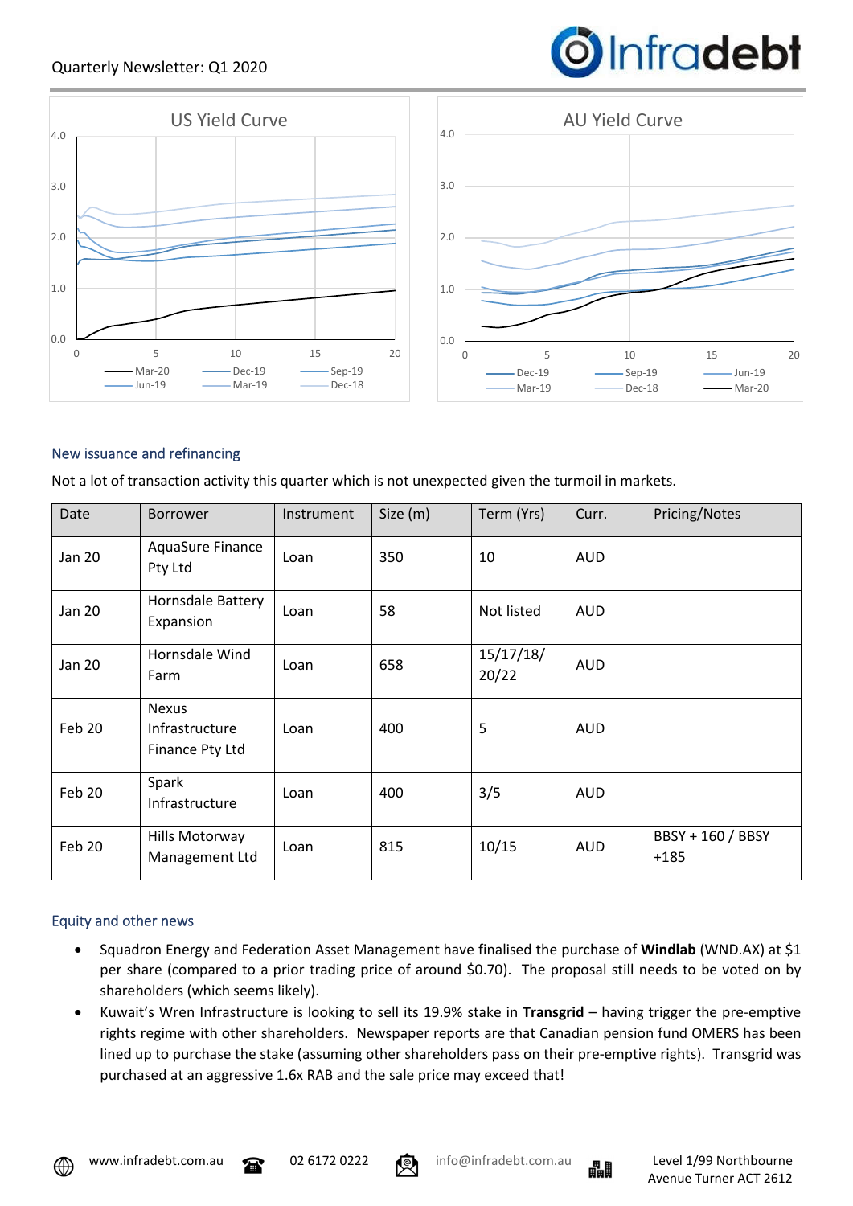Quarterly Newsletter: Q1 2020

US Yield Curve

AU Yield Curve

## New issuance and refinancing

Not a lot of transaction activity this quarter which is not unexpected given the turmoil in markets.

| Date | Borrower | Instrument | Size (m) | Term (Yrs) | Curr. | Pricing/Notes |
|---|---|---|---|---|---|---|
| Jan 20 | AquaSure Finance Pty Ltd | Loan | 350 | 10 | AUD | |
| Jan 20 | Hornsdale Battery Expansion | Loan | 58 | Not listed | AUD | |
| Jan 20 | Hornsdale Wind Farm | Loan | 658 | 15/17/18/ 20/22 | AUD | |
| Feb 20 | Nexus Infrastructure Finance Pty Ltd | Loan | 400 | 5 | AUD | |
| Feb 20 | Spark Infrastructure | Loan | 400 | 3/5 | AUD | |
| Feb 20 | Hills Motorway Management Ltd | Loan | 815 | 10/15 | AUD | BBSY + 160 / BBSY +185 |

## Equity and other news

- Squadron Energy and Federation Asset Management have finalised the purchase of **Windlab** (WND.AX) at $1 per share (compared to a prior trading price of around $0.70). The proposal still needs to be voted on by shareholders (which seems likely).
- Kuwait's Wren Infrastructure is looking to sell its 19.9% stake in **Transgrid** – having trigger the pre-emptive rights regime with other shareholders. Newspaper reports are that Canadian pension fund OMERS has been lined up to purchase the stake (assuming other shareholders pass on their pre-emptive rights). Transgrid was purchased at an aggressive 1.6x RAB and the sale price may exceed that!

www.infradebt.com.au 02 6172 0222 info@infradebt.com.au Level 1/99 Northbourne Avenue Turner ACT 2612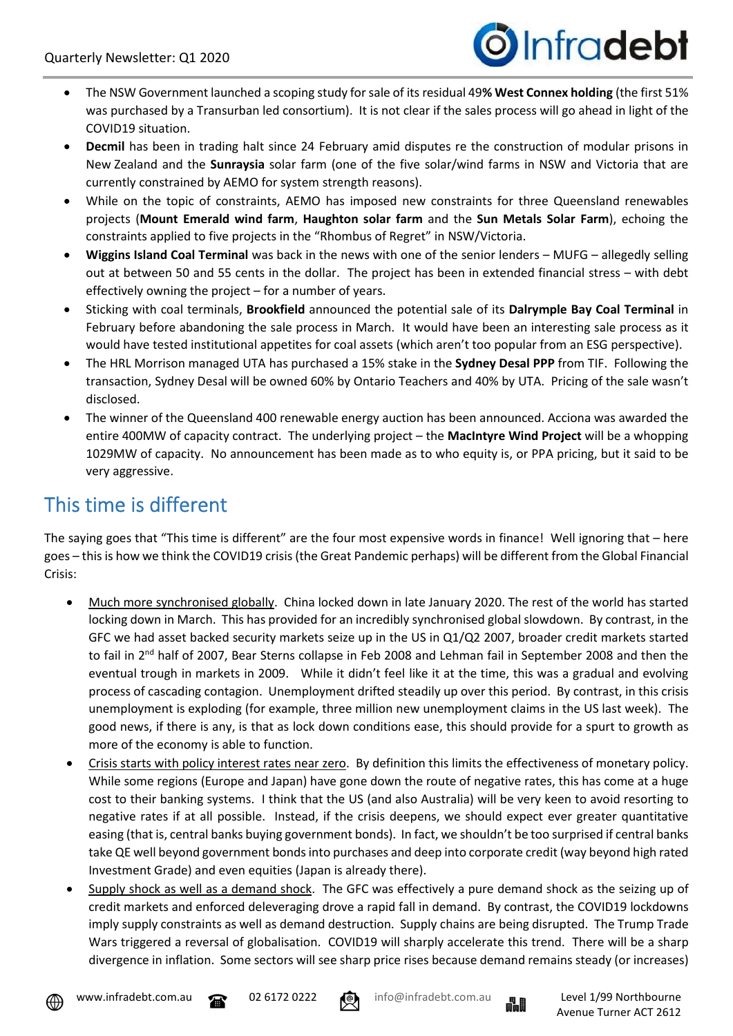- The NSW Government launched a scoping study for sale of its residual 49**% West Connex holding** (the first 51% was purchased by a Transurban led consortium). It is not clear if the sales process will go ahead in light of the COVID19 situation.
- **Decmil** has been in trading halt since 24 February amid disputes re the construction of modular prisons in New Zealand and the **Sunraysia** solar farm (one of the five solar/wind farms in NSW and Victoria that are currently constrained by AEMO for system strength reasons).
- While on the topic of constraints, AEMO has imposed new constraints for three Queensland renewables projects (**Mount Emerald wind farm**, **Haughton solar farm** and the **Sun Metals Solar Farm**), echoing the constraints applied to five projects in the "Rhombus of Regret" in NSW/Victoria.
- **Wiggins Island Coal Terminal** was back in the news with one of the senior lenders – MUFG – allegedly selling out at between 50 and 55 cents in the dollar. The project has been in extended financial stress – with debt effectively owning the project – for a number of years.
- Sticking with coal terminals, **Brookfield** announced the potential sale of its **Dalrymple Bay Coal Terminal** in February before abandoning the sale process in March. It would have been an interesting sale process as it would have tested institutional appetites for coal assets (which aren't too popular from an ESG perspective).
- The HRL Morrison managed UTA has purchased a 15% stake in the **Sydney Desal PPP** from TIF. Following the transaction, Sydney Desal will be owned 60% by Ontario Teachers and 40% by UTA. Pricing of the sale wasn't disclosed.
- The winner of the Queensland 400 renewable energy auction has been announced. Acciona was awarded the entire 400MW of capacity contract. The underlying project – the **MacIntyre Wind Project** will be a whopping 1029MW of capacity. No announcement has been made as to who equity is, or PPA pricing, but it said to be very aggressive.

## This time is different

The saying goes that "This time is different" are the four most expensive words in finance! Well ignoring that – here goes – this is how we think the COVID19 crisis (the Great Pandemic perhaps) will be different from the Global Financial Crisis:

- <u>Much more synchronised globally</u>. China locked down in late January 2020. The rest of the world has started locking down in March. This has provided for an incredibly synchronised global slowdown. By contrast, in the GFC we had asset backed security markets seize up in the US in Q1/Q2 2007, broader credit markets started to fail in 2nd half of 2007, Bear Sterns collapse in Feb 2008 and Lehman fail in September 2008 and then the eventual trough in markets in 2009. While it didn't feel like it at the time, this was a gradual and evolving process of cascading contagion. Unemployment drifted steadily up over this period. By contrast, in this crisis unemployment is exploding (for example, three million new unemployment claims in the US last week). The good news, if there is any, is that as lock down conditions ease, this should provide for a spurt to growth as more of the economy is able to function.
- <u>Crisis starts with policy interest rates near zero</u>. By definition this limits the effectiveness of monetary policy. While some regions (Europe and Japan) have gone down the route of negative rates, this has come at a huge cost to their banking systems. I think that the US (and also Australia) will be very keen to avoid resorting to negative rates if at all possible. Instead, if the crisis deepens, we should expect ever greater quantitative easing (that is, central banks buying government bonds). In fact, we shouldn't be too surprised if central banks take QE well beyond government bonds into purchases and deep into corporate credit (way beyond high rated Investment Grade) and even equities (Japan is already there).
- <u>Supply shock as well as a demand shock</u>. The GFC was effectively a pure demand shock as the seizing up of credit markets and enforced deleveraging drove a rapid fall in demand. By contrast, the COVID19 lockdowns imply supply constraints as well as demand destruction. Supply chains are being disrupted. The Trump Trade Wars triggered a reversal of globalisation. COVID19 will sharply accelerate this trend. There will be a sharp divergence in inflation. Some sectors will see sharp price rises because demand remains steady (or increases)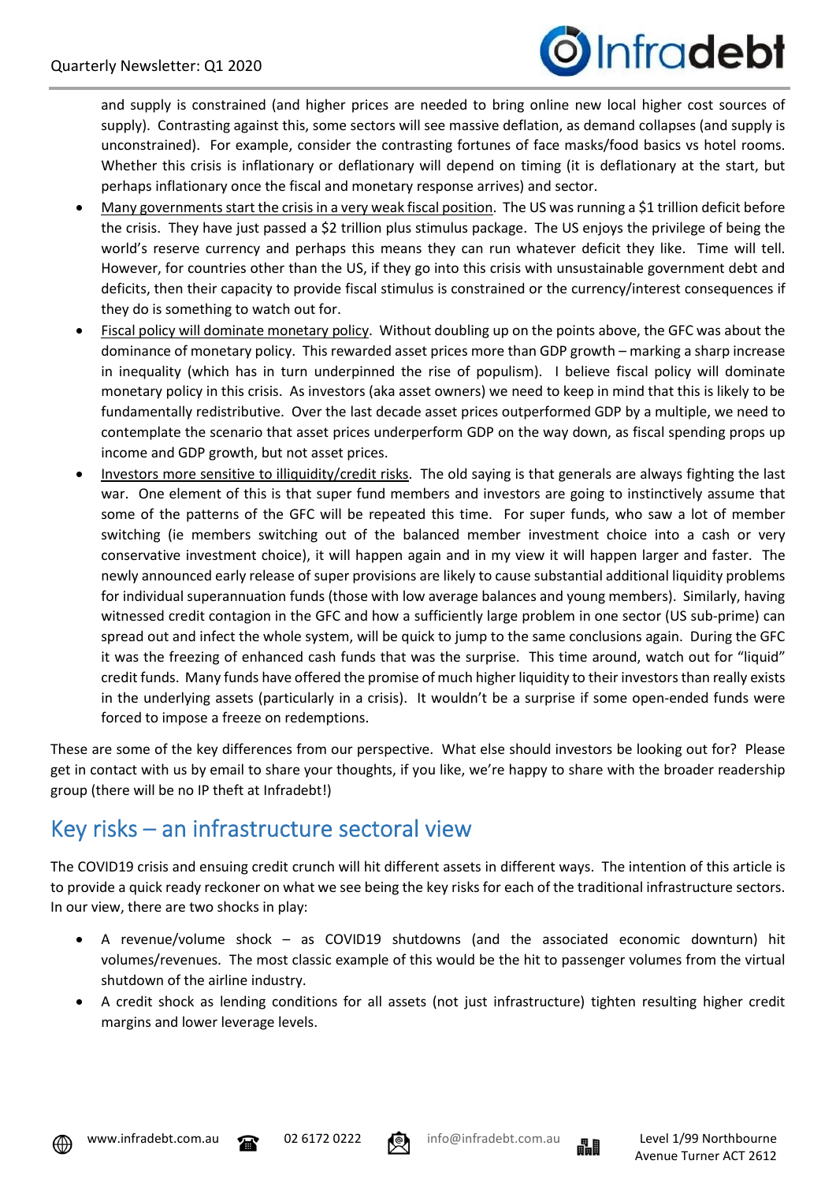and supply is constrained (and higher prices are needed to bring online new local higher cost sources of supply). Contrasting against this, some sectors will see massive deflation, as demand collapses (and supply is unconstrained). For example, consider the contrasting fortunes of face masks/food basics vs hotel rooms. Whether this crisis is inflationary or deflationary will depend on timing (it is deflationary at the start, but perhaps inflationary once the fiscal and monetary response arrives) and sector.

- Many governments start the crisis in a very weak fiscal position. The US was running a $1 trillion deficit before the crisis. They have just passed a $2 trillion plus stimulus package. The US enjoys the privilege of being the world's reserve currency and perhaps this means they can run whatever deficit they like. Time will tell. However, for countries other than the US, if they go into this crisis with unsustainable government debt and deficits, then their capacity to provide fiscal stimulus is constrained or the currency/interest consequences if they do is something to watch out for.
- Fiscal policy will dominate monetary policy. Without doubling up on the points above, the GFC was about the dominance of monetary policy. This rewarded asset prices more than GDP growth – marking a sharp increase in inequality (which has in turn underpinned the rise of populism). I believe fiscal policy will dominate monetary policy in this crisis. As investors (aka asset owners) we need to keep in mind that this is likely to be fundamentally redistributive. Over the last decade asset prices outperformed GDP by a multiple, we need to contemplate the scenario that asset prices underperform GDP on the way down, as fiscal spending props up income and GDP growth, but not asset prices.
- Investors more sensitive to illiquidity/credit risks. The old saying is that generals are always fighting the last war. One element of this is that super fund members and investors are going to instinctively assume that some of the patterns of the GFC will be repeated this time. For super funds, who saw a lot of member switching (ie members switching out of the balanced member investment choice into a cash or very conservative investment choice), it will happen again and in my view it will happen larger and faster. The newly announced early release of super provisions are likely to cause substantial additional liquidity problems for individual superannuation funds (those with low average balances and young members). Similarly, having witnessed credit contagion in the GFC and how a sufficiently large problem in one sector (US sub-prime) can spread out and infect the whole system, will be quick to jump to the same conclusions again. During the GFC it was the freezing of enhanced cash funds that was the surprise. This time around, watch out for "liquid" credit funds. Many funds have offered the promise of much higher liquidity to their investors than really exists in the underlying assets (particularly in a crisis). It wouldn't be a surprise if some open-ended funds were forced to impose a freeze on redemptions.

These are some of the key differences from our perspective. What else should investors be looking out for? Please get in contact with us by email to share your thoughts, if you like, we're happy to share with the broader readership group (there will be no IP theft at Infradebt!)

## Key risks – an infrastructure sectoral view

The COVID19 crisis and ensuing credit crunch will hit different assets in different ways. The intention of this article is to provide a quick ready reckoner on what we see being the key risks for each of the traditional infrastructure sectors. In our view, there are two shocks in play:

- A revenue/volume shock – as COVID19 shutdowns (and the associated economic downturn) hit volumes/revenues. The most classic example of this would be the hit to passenger volumes from the virtual shutdown of the airline industry.
- A credit shock as lending conditions for all assets (not just infrastructure) tighten resulting higher credit margins and lower leverage levels.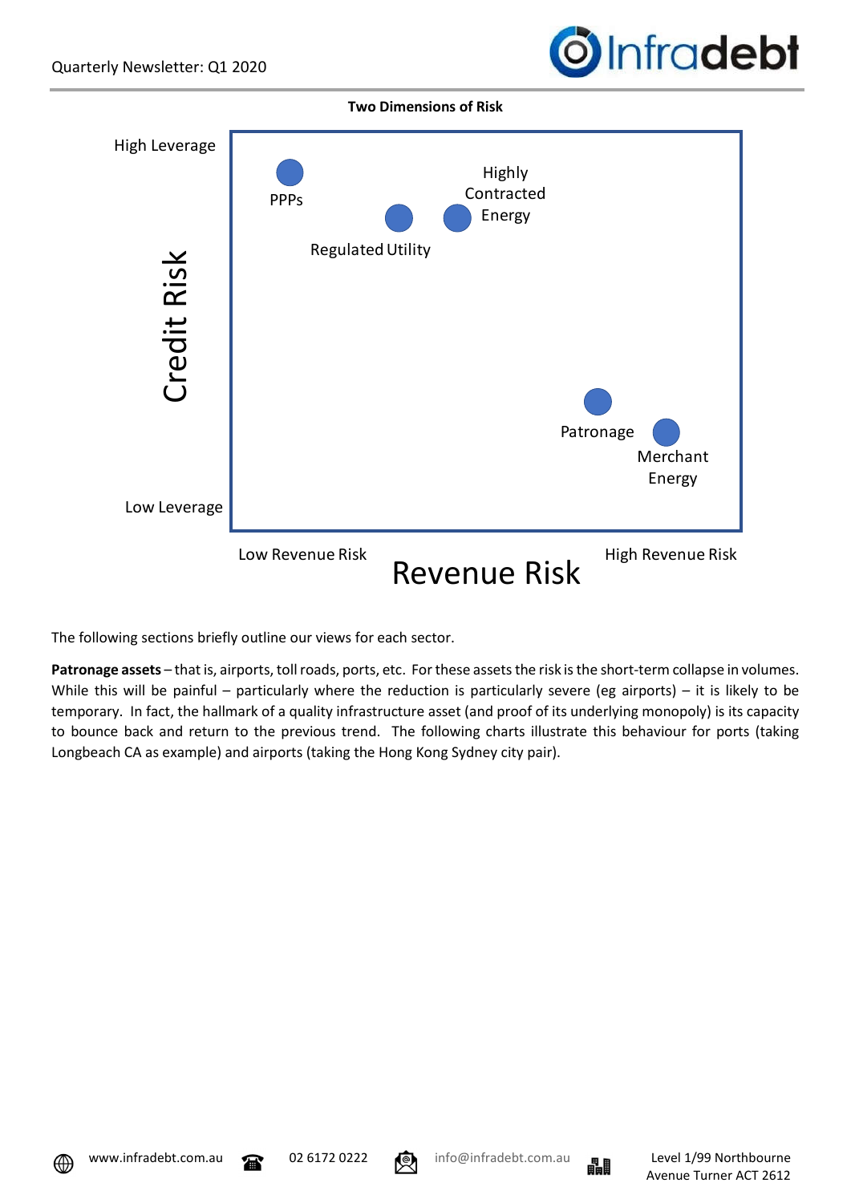**Two Dimensions of Risk**

High Leverage

Credit Risk

Low Leverage

PPPs

Highly Contracted Energy

Regulated Utility

Patronage

Merchant Energy

Low Revenue Risk

Revenue Risk

High Revenue Risk

The following sections briefly outline our views for each sector.

**Patronage assets** – that is, airports, toll roads, ports, etc. For these assets the risk is the short-term collapse in volumes. While this will be painful – particularly where the reduction is particularly severe (eg airports) – it is likely to be temporary. In fact, the hallmark of a quality infrastructure asset (and proof of its underlying monopoly) is its capacity to bounce back and return to the previous trend. The following charts illustrate this behaviour for ports (taking Longbeach CA as example) and airports (taking the Hong Kong Sydney city pair).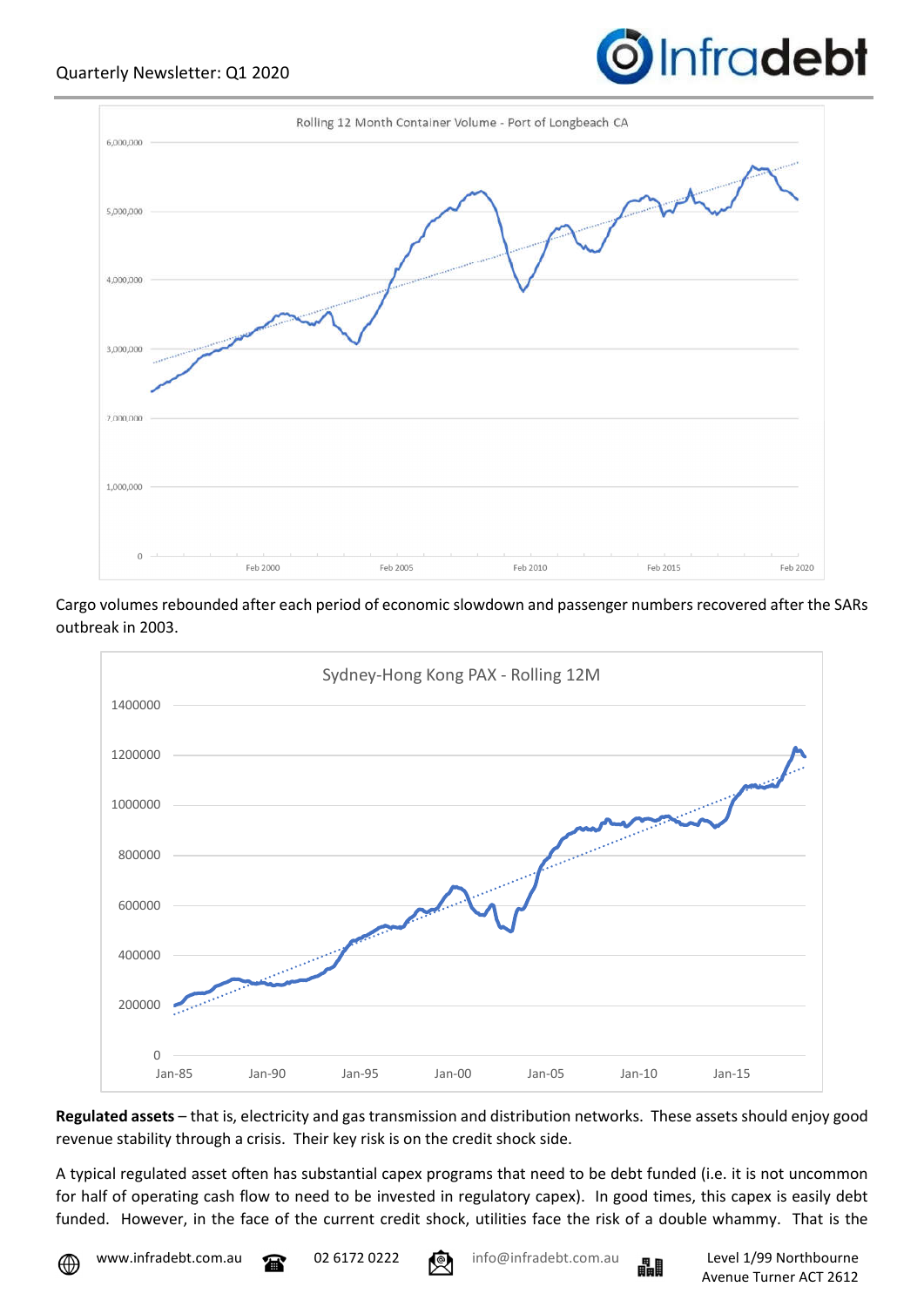Rolling 12 Month Container Volume - Port of Longbeach CA

Cargo volumes rebounded after each period of economic slowdown and passenger numbers recovered after the SARs outbreak in 2003.

Sydney-Hong Kong PAX - Rolling 12M

**Regulated assets** – that is, electricity and gas transmission and distribution networks. These assets should enjoy good revenue stability through a crisis. Their key risk is on the credit shock side.

A typical regulated asset often has substantial capex programs that need to be debt funded (i.e. it is not uncommon for half of operating cash flow to need to be invested in regulatory capex). In good times, this capex is easily debt funded. However, in the face of the current credit shock, utilities face the risk of a double whammy. That is the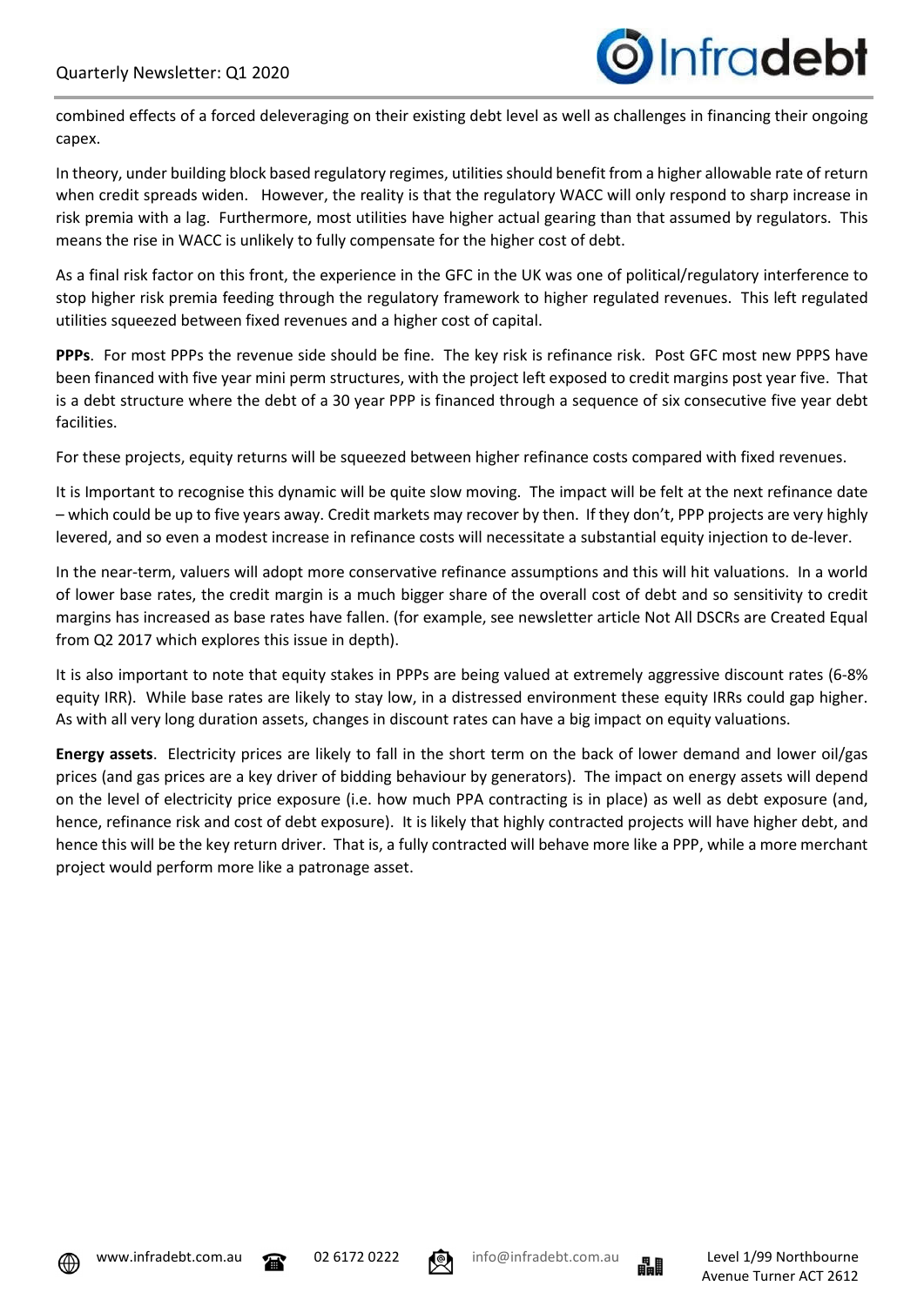combined effects of a forced deleveraging on their existing debt level as well as challenges in financing their ongoing capex.

In theory, under building block based regulatory regimes, utilities should benefit from a higher allowable rate of return when credit spreads widen. However, the reality is that the regulatory WACC will only respond to sharp increase in risk premia with a lag. Furthermore, most utilities have higher actual gearing than that assumed by regulators. This means the rise in WACC is unlikely to fully compensate for the higher cost of debt.

As a final risk factor on this front, the experience in the GFC in the UK was one of political/regulatory interference to stop higher risk premia feeding through the regulatory framework to higher regulated revenues. This left regulated utilities squeezed between fixed revenues and a higher cost of capital.

**PPPs**. For most PPPs the revenue side should be fine. The key risk is refinance risk. Post GFC most new PPPS have been financed with five year mini perm structures, with the project left exposed to credit margins post year five. That is a debt structure where the debt of a 30 year PPP is financed through a sequence of six consecutive five year debt facilities.

For these projects, equity returns will be squeezed between higher refinance costs compared with fixed revenues.

It is Important to recognise this dynamic will be quite slow moving. The impact will be felt at the next refinance date – which could be up to five years away. Credit markets may recover by then. If they don't, PPP projects are very highly levered, and so even a modest increase in refinance costs will necessitate a substantial equity injection to de-lever.

In the near-term, valuers will adopt more conservative refinance assumptions and this will hit valuations. In a world of lower base rates, the credit margin is a much bigger share of the overall cost of debt and so sensitivity to credit margins has increased as base rates have fallen. (for example, see newsletter article Not All DSCRs are Created Equal from Q2 2017 which explores this issue in depth).

It is also important to note that equity stakes in PPPs are being valued at extremely aggressive discount rates (6-8% equity IRR). While base rates are likely to stay low, in a distressed environment these equity IRRs could gap higher. As with all very long duration assets, changes in discount rates can have a big impact on equity valuations.

**Energy assets**. Electricity prices are likely to fall in the short term on the back of lower demand and lower oil/gas prices (and gas prices are a key driver of bidding behaviour by generators). The impact on energy assets will depend on the level of electricity price exposure (i.e. how much PPA contracting is in place) as well as debt exposure (and, hence, refinance risk and cost of debt exposure). It is likely that highly contracted projects will have higher debt, and hence this will be the key return driver. That is, a fully contracted will behave more like a PPP, while a more merchant project would perform more like a patronage asset.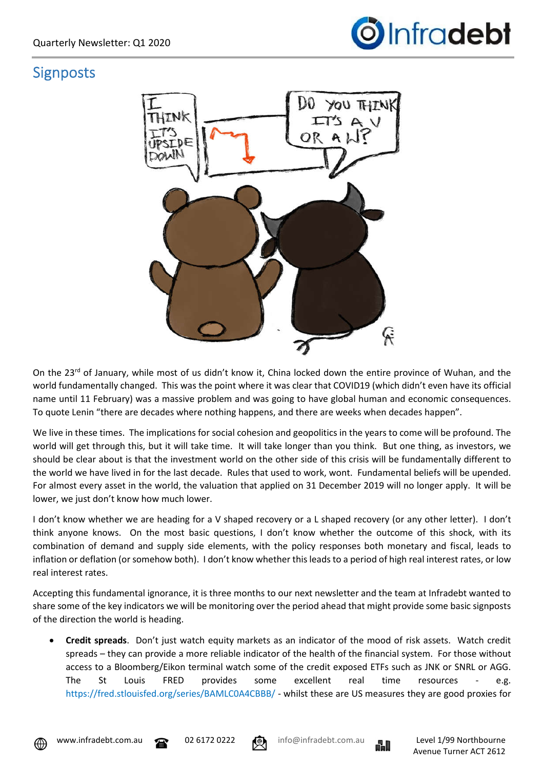## Signposts

On the 23rd of January, while most of us didn't know it, China locked down the entire province of Wuhan, and the world fundamentally changed. This was the point where it was clear that COVID19 (which didn't even have its official name until 11 February) was a massive problem and was going to have global human and economic consequences. To quote Lenin "there are decades where nothing happens, and there are weeks when decades happen".

We live in these times. The implications for social cohesion and geopolitics in the years to come will be profound. The world will get through this, but it will take time. It will take longer than you think. But one thing, as investors, we should be clear about is that the investment world on the other side of this crisis will be fundamentally different to the world we have lived in for the last decade. Rules that used to work, wont. Fundamental beliefs will be upended. For almost every asset in the world, the valuation that applied on 31 December 2019 will no longer apply. It will be lower, we just don't know how much lower.

I don't know whether we are heading for a V shaped recovery or a L shaped recovery (or any other letter). I don't think anyone knows. On the most basic questions, I don't know whether the outcome of this shock, with its combination of demand and supply side elements, with the policy responses both monetary and fiscal, leads to inflation or deflation (or somehow both). I don't know whether this leads to a period of high real interest rates, or low real interest rates.

Accepting this fundamental ignorance, it is three months to our next newsletter and the team at Infradebt wanted to share some of the key indicators we will be monitoring over the period ahead that might provide some basic signposts of the direction the world is heading.

- **Credit spreads**. Don't just watch equity markets as an indicator of the mood of risk assets. Watch credit spreads – they can provide a more reliable indicator of the health of the financial system. For those without access to a Bloomberg/Eikon terminal watch some of the credit exposed ETFs such as JNK or SNRL or AGG. The St Louis FRED provides some excellent real time resources - e.g. https://fred.stlouisfed.org/series/BAMLC0A4CBBB/ - whilst these are US measures they are good proxies for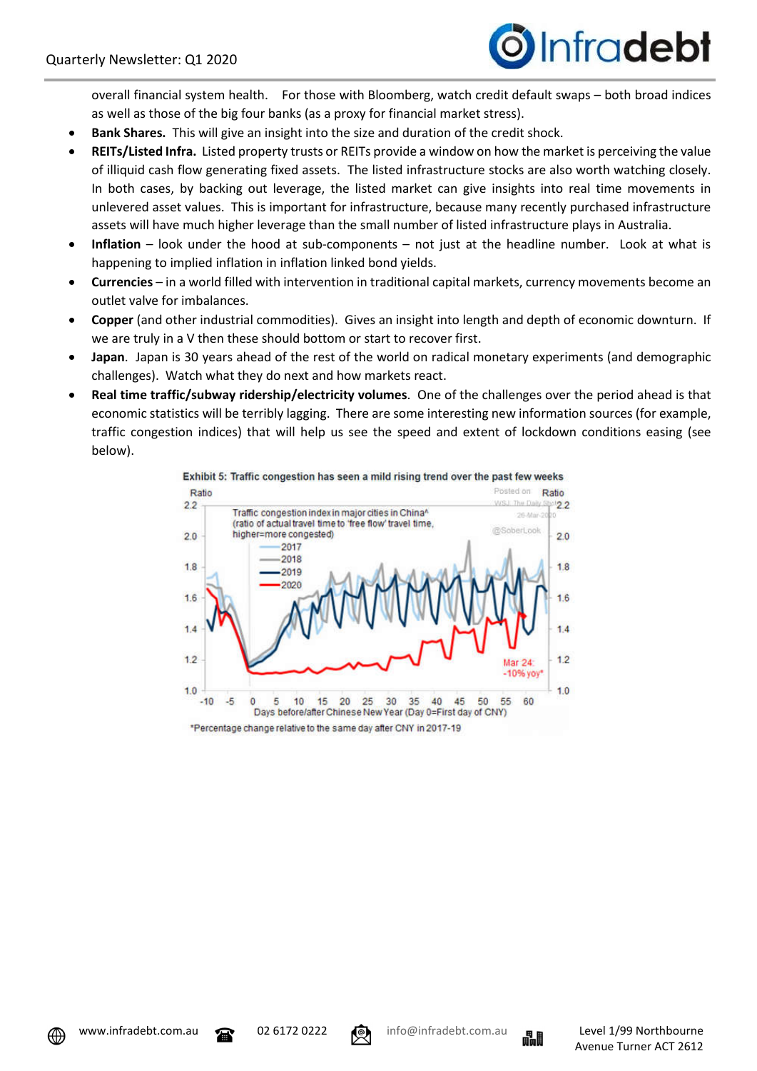overall financial system health. For those with Bloomberg, watch credit default swaps – both broad indices as well as those of the big four banks (as a proxy for financial market stress).

- **Bank Shares.** This will give an insight into the size and duration of the credit shock.
- **REITs/Listed Infra.** Listed property trusts or REITs provide a window on how the market is perceiving the value of illiquid cash flow generating fixed assets. The listed infrastructure stocks are also worth watching closely. In both cases, by backing out leverage, the listed market can give insights into real time movements in unlevered asset values. This is important for infrastructure, because many recently purchased infrastructure assets will have much higher leverage than the small number of listed infrastructure plays in Australia.
- **Inflation** – look under the hood at sub-components – not just at the headline number. Look at what is happening to implied inflation in inflation linked bond yields.
- **Currencies** – in a world filled with intervention in traditional capital markets, currency movements become an outlet valve for imbalances.
- **Copper** (and other industrial commodities). Gives an insight into length and depth of economic downturn. If we are truly in a V then these should bottom or start to recover first.
- **Japan**. Japan is 30 years ahead of the rest of the world on radical monetary experiments (and demographic challenges). Watch what they do next and how markets react.
- **Real time traffic/subway ridership/electricity volumes**. One of the challenges over the period ahead is that economic statistics will be terribly lagging. There are some interesting new information sources (for example, traffic congestion indices) that will help us see the speed and extent of lockdown conditions easing (see below).

**Exhibit 5: Traffic congestion has seen a mild rising trend over the past few weeks**

Ratio

Posted on WSJ The Daily Shot 26-Mar-2020

Ratio

Traffic congestion index in major cities in China^
(ratio of actual travel time to 'free flow' travel time, higher=more congested)

2017
2018
2019
2020

@SoberLook

Mar 24: -10% yoy*

2.2
2.0
1.8
1.6
1.4
1.2
1.0

-10 -5 0 5 10 15 20 25 30 35 40 45 50 55 60

Days before/after Chinese New Year (Day 0=First day of CNY)

*Percentage change relative to the same day after CNY in 2017-19